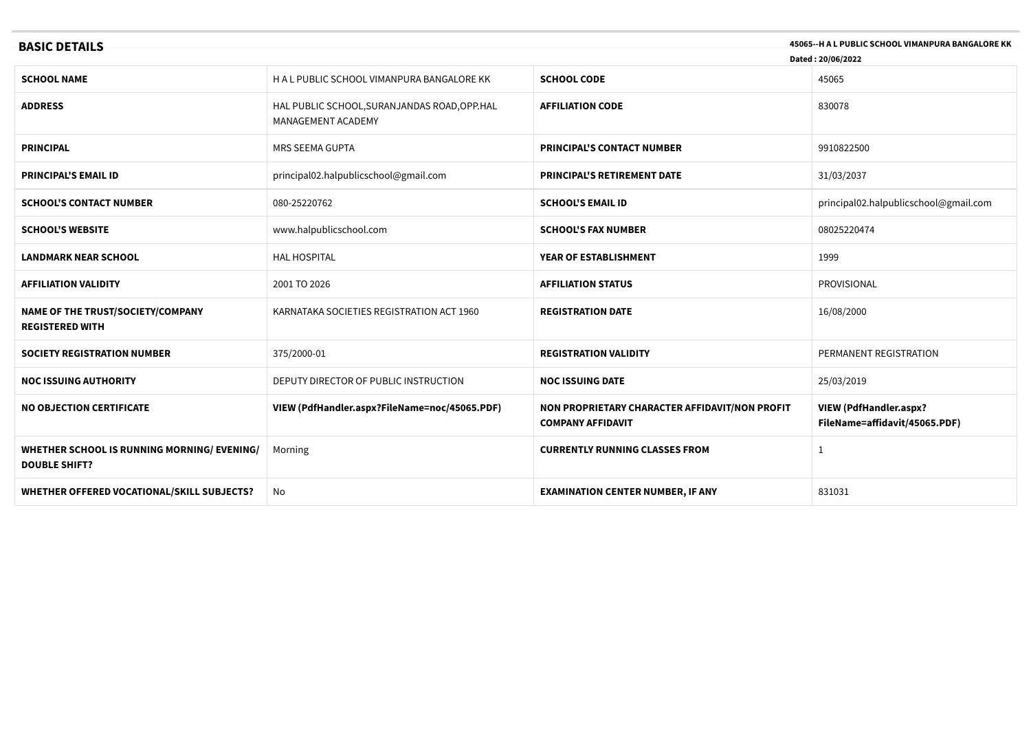## BASIC DETAILS

**45065--H A L PUBLIC SCHOOL VIMANPURA BANGALORE KK**

**Dated : 20/06/2022**

| | | | |
|---|---|---|---|
| **SCHOOL NAME** | H A L PUBLIC SCHOOL VIMANPURA BANGALORE KK | **SCHOOL CODE** | 45065 |
| **ADDRESS** | HAL PUBLIC SCHOOL,SURANJANDAS ROAD,OPP.HAL MANAGEMENT ACADEMY | **AFFILIATION CODE** | 830078 |
| **PRINCIPAL** | MRS SEEMA GUPTA | **PRINCIPAL'S CONTACT NUMBER** | 9910822500 |
| **PRINCIPAL'S EMAIL ID** | principal02.halpublicschool@gmail.com | **PRINCIPAL'S RETIREMENT DATE** | 31/03/2037 |
| **SCHOOL'S CONTACT NUMBER** | 080-25220762 | **SCHOOL'S EMAIL ID** | principal02.halpublicschool@gmail.com |
| **SCHOOL'S WEBSITE** | www.halpublicschool.com | **SCHOOL'S FAX NUMBER** | 08025220474 |
| **LANDMARK NEAR SCHOOL** | HAL HOSPITAL | **YEAR OF ESTABLISHMENT** | 1999 |
| **AFFILIATION VALIDITY** | 2001 TO 2026 | **AFFILIATION STATUS** | PROVISIONAL |
| **NAME OF THE TRUST/SOCIETY/COMPANY REGISTERED WITH** | KARNATAKA SOCIETIES REGISTRATION ACT 1960 | **REGISTRATION DATE** | 16/08/2000 |
| **SOCIETY REGISTRATION NUMBER** | 375/2000-01 | **REGISTRATION VALIDITY** | PERMANENT REGISTRATION |
| **NOC ISSUING AUTHORITY** | DEPUTY DIRECTOR OF PUBLIC INSTRUCTION | **NOC ISSUING DATE** | 25/03/2019 |
| **NO OBJECTION CERTIFICATE** | **VIEW (PdfHandler.aspx?FileName=noc/45065.PDF)** | **NON PROPRIETARY CHARACTER AFFIDAVIT/NON PROFIT COMPANY AFFIDAVIT** | **VIEW (PdfHandler.aspx?FileName=affidavit/45065.PDF)** |
| **WHETHER SCHOOL IS RUNNING MORNING/ EVENING/ DOUBLE SHIFT?** | Morning | **CURRENTLY RUNNING CLASSES FROM** | 1 |
| **WHETHER OFFERED VOCATIONAL/SKILL SUBJECTS?** | No | **EXAMINATION CENTER NUMBER, IF ANY** | 831031 |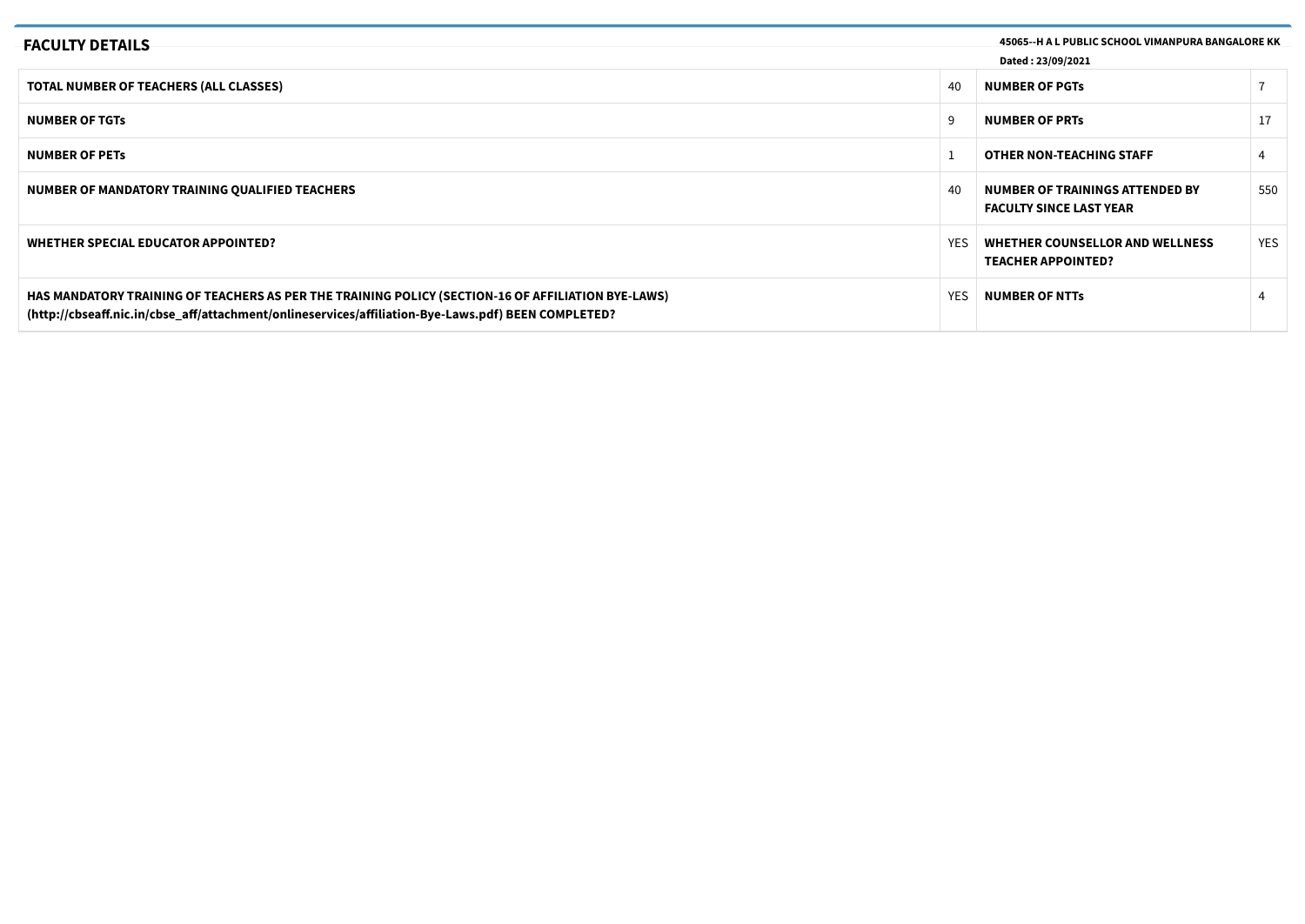## FACULTY DETAILS

**45065--H A L PUBLIC SCHOOL VIMANPURA BANGALORE KK**

**Dated : 23/09/2021**

| | | | |
|---|---|---|---|
| **TOTAL NUMBER OF TEACHERS (ALL CLASSES)** | 40 | **NUMBER OF PGTs** | 7 |
| **NUMBER OF TGTs** | 9 | **NUMBER OF PRTs** | 17 |
| **NUMBER OF PETs** | 1 | **OTHER NON-TEACHING STAFF** | 4 |
| **NUMBER OF MANDATORY TRAINING QUALIFIED TEACHERS** | 40 | **NUMBER OF TRAININGS ATTENDED BY FACULTY SINCE LAST YEAR** | 550 |
| **WHETHER SPECIAL EDUCATOR APPOINTED?** | YES | **WHETHER COUNSELLOR AND WELLNESS TEACHER APPOINTED?** | YES |
| **HAS MANDATORY TRAINING OF TEACHERS AS PER THE TRAINING POLICY (SECTION-16 OF AFFILIATION BYE-LAWS) (http://cbseaff.nic.in/cbse_aff/attachment/onlineservices/affiliation-Bye-Laws.pdf) BEEN COMPLETED?** | YES | **NUMBER OF NTTs** | 4 |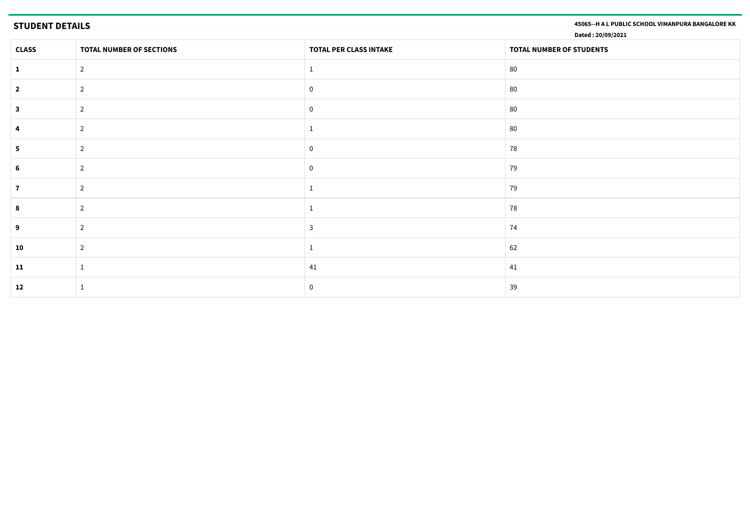## STUDENT DETAILS

**45065--H A L PUBLIC SCHOOL VIMANPURA BANGALORE KK**

**Dated : 20/09/2021**

| CLASS | TOTAL NUMBER OF SECTIONS | TOTAL PER CLASS INTAKE | TOTAL NUMBER OF STUDENTS |
|---|---|---|---|
| **1** | 2 | 1 | 80 |
| **2** | 2 | 0 | 80 |
| **3** | 2 | 0 | 80 |
| **4** | 2 | 1 | 80 |
| **5** | 2 | 0 | 78 |
| **6** | 2 | 0 | 79 |
| **7** | 2 | 1 | 79 |
| **8** | 2 | 1 | 78 |
| **9** | 2 | 3 | 74 |
| **10** | 2 | 1 | 62 |
| **11** | 1 | 41 | 41 |
| **12** | 1 | 0 | 39 |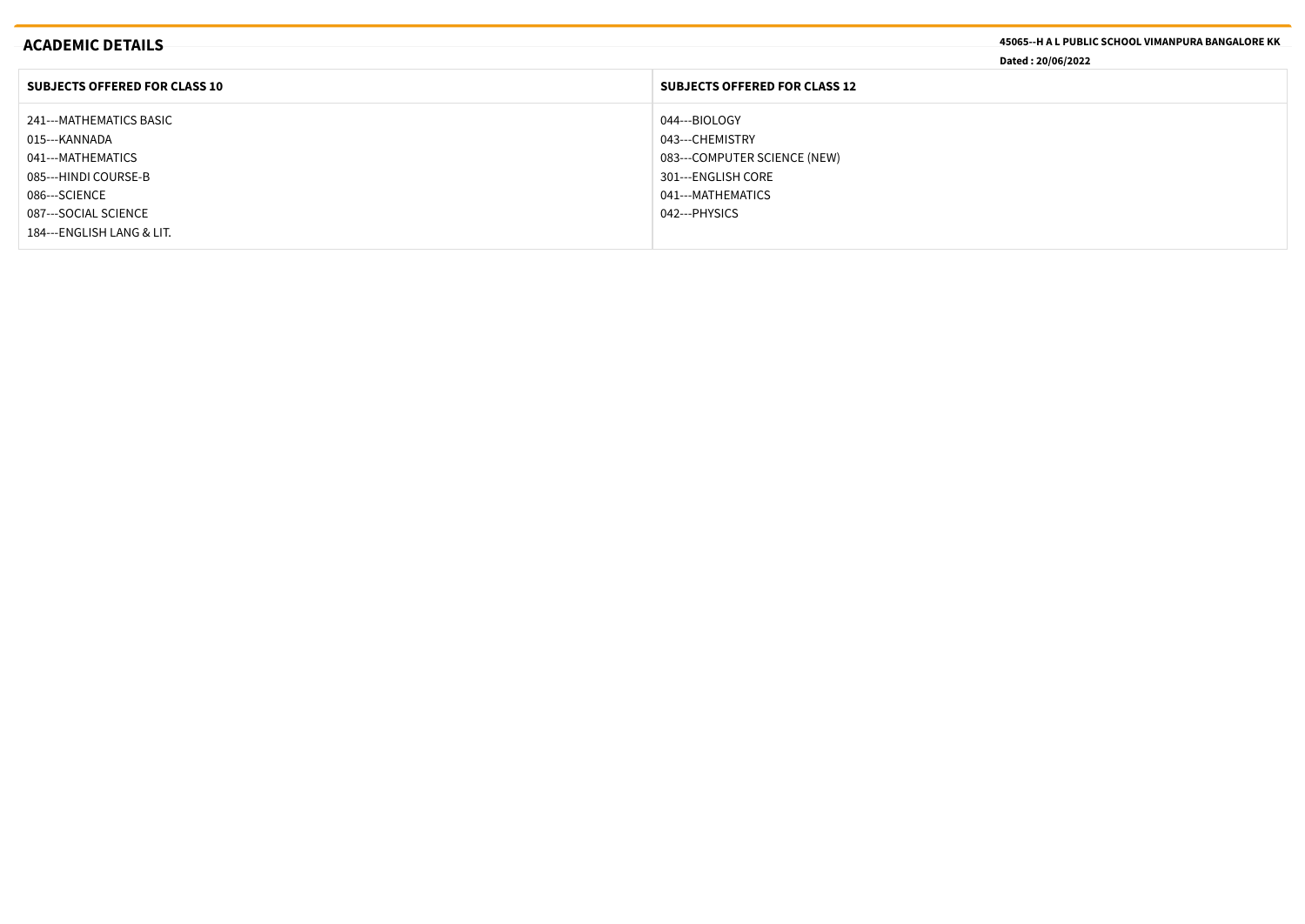## ACADEMIC DETAILS

**45065--H A L PUBLIC SCHOOL VIMANPURA BANGALORE KK**

**Dated : 20/06/2022**

| SUBJECTS OFFERED FOR CLASS 10 | SUBJECTS OFFERED FOR CLASS 12 |
|---|---|
| 241---MATHEMATICS BASIC | 044---BIOLOGY |
| 015---KANNADA | 043---CHEMISTRY |
| 041---MATHEMATICS | 083---COMPUTER SCIENCE (NEW) |
| 085---HINDI COURSE-B | 301---ENGLISH CORE |
| 086---SCIENCE | 041---MATHEMATICS |
| 087---SOCIAL SCIENCE | 042---PHYSICS |
| 184---ENGLISH LANG & LIT. | |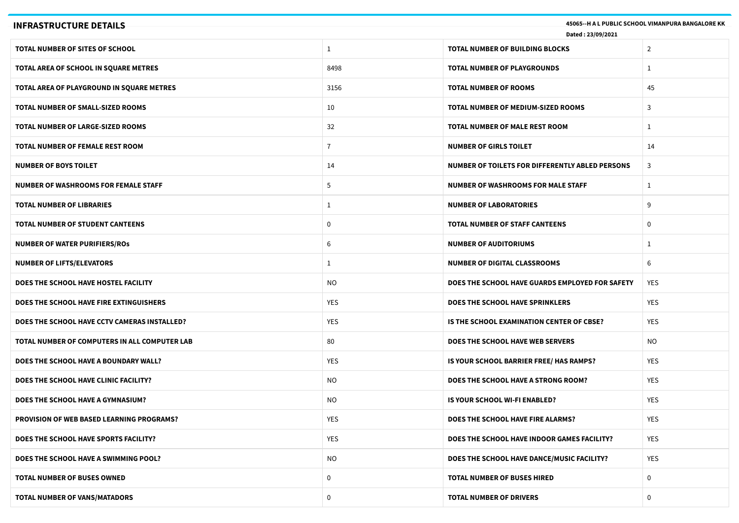## INFRASTRUCTURE DETAILS

45065--H A L PUBLIC SCHOOL VIMANPURA BANGALORE KK

Dated : 23/09/2021

| | | | |
|---|---|---|---|
| **TOTAL NUMBER OF SITES OF SCHOOL** | 1 | **TOTAL NUMBER OF BUILDING BLOCKS** | 2 |
| **TOTAL AREA OF SCHOOL IN SQUARE METRES** | 8498 | **TOTAL NUMBER OF PLAYGROUNDS** | 1 |
| **TOTAL AREA OF PLAYGROUND IN SQUARE METRES** | 3156 | **TOTAL NUMBER OF ROOMS** | 45 |
| **TOTAL NUMBER OF SMALL-SIZED ROOMS** | 10 | **TOTAL NUMBER OF MEDIUM-SIZED ROOMS** | 3 |
| **TOTAL NUMBER OF LARGE-SIZED ROOMS** | 32 | **TOTAL NUMBER OF MALE REST ROOM** | 1 |
| **TOTAL NUMBER OF FEMALE REST ROOM** | 7 | **NUMBER OF GIRLS TOILET** | 14 |
| **NUMBER OF BOYS TOILET** | 14 | **NUMBER OF TOILETS FOR DIFFERENTLY ABLED PERSONS** | 3 |
| **NUMBER OF WASHROOMS FOR FEMALE STAFF** | 5 | **NUMBER OF WASHROOMS FOR MALE STAFF** | 1 |
| **TOTAL NUMBER OF LIBRARIES** | 1 | **NUMBER OF LABORATORIES** | 9 |
| **TOTAL NUMBER OF STUDENT CANTEENS** | 0 | **TOTAL NUMBER OF STAFF CANTEENS** | 0 |
| **NUMBER OF WATER PURIFIERS/ROs** | 6 | **NUMBER OF AUDITORIUMS** | 1 |
| **NUMBER OF LIFTS/ELEVATORS** | 1 | **NUMBER OF DIGITAL CLASSROOMS** | 6 |
| **DOES THE SCHOOL HAVE HOSTEL FACILITY** | NO | **DOES THE SCHOOL HAVE GUARDS EMPLOYED FOR SAFETY** | YES |
| **DOES THE SCHOOL HAVE FIRE EXTINGUISHERS** | YES | **DOES THE SCHOOL HAVE SPRINKLERS** | YES |
| **DOES THE SCHOOL HAVE CCTV CAMERAS INSTALLED?** | YES | **IS THE SCHOOL EXAMINATION CENTER OF CBSE?** | YES |
| **TOTAL NUMBER OF COMPUTERS IN ALL COMPUTER LAB** | 80 | **DOES THE SCHOOL HAVE WEB SERVERS** | NO |
| **DOES THE SCHOOL HAVE A BOUNDARY WALL?** | YES | **IS YOUR SCHOOL BARRIER FREE/ HAS RAMPS?** | YES |
| **DOES THE SCHOOL HAVE CLINIC FACILITY?** | NO | **DOES THE SCHOOL HAVE A STRONG ROOM?** | YES |
| **DOES THE SCHOOL HAVE A GYMNASIUM?** | NO | **IS YOUR SCHOOL WI-FI ENABLED?** | YES |
| **PROVISION OF WEB BASED LEARNING PROGRAMS?** | YES | **DOES THE SCHOOL HAVE FIRE ALARMS?** | YES |
| **DOES THE SCHOOL HAVE SPORTS FACILITY?** | YES | **DOES THE SCHOOL HAVE INDOOR GAMES FACILITY?** | YES |
| **DOES THE SCHOOL HAVE A SWIMMING POOL?** | NO | **DOES THE SCHOOL HAVE DANCE/MUSIC FACILITY?** | YES |
| **TOTAL NUMBER OF BUSES OWNED** | 0 | **TOTAL NUMBER OF BUSES HIRED** | 0 |
| **TOTAL NUMBER OF VANS/MATADORS** | 0 | **TOTAL NUMBER OF DRIVERS** | 0 |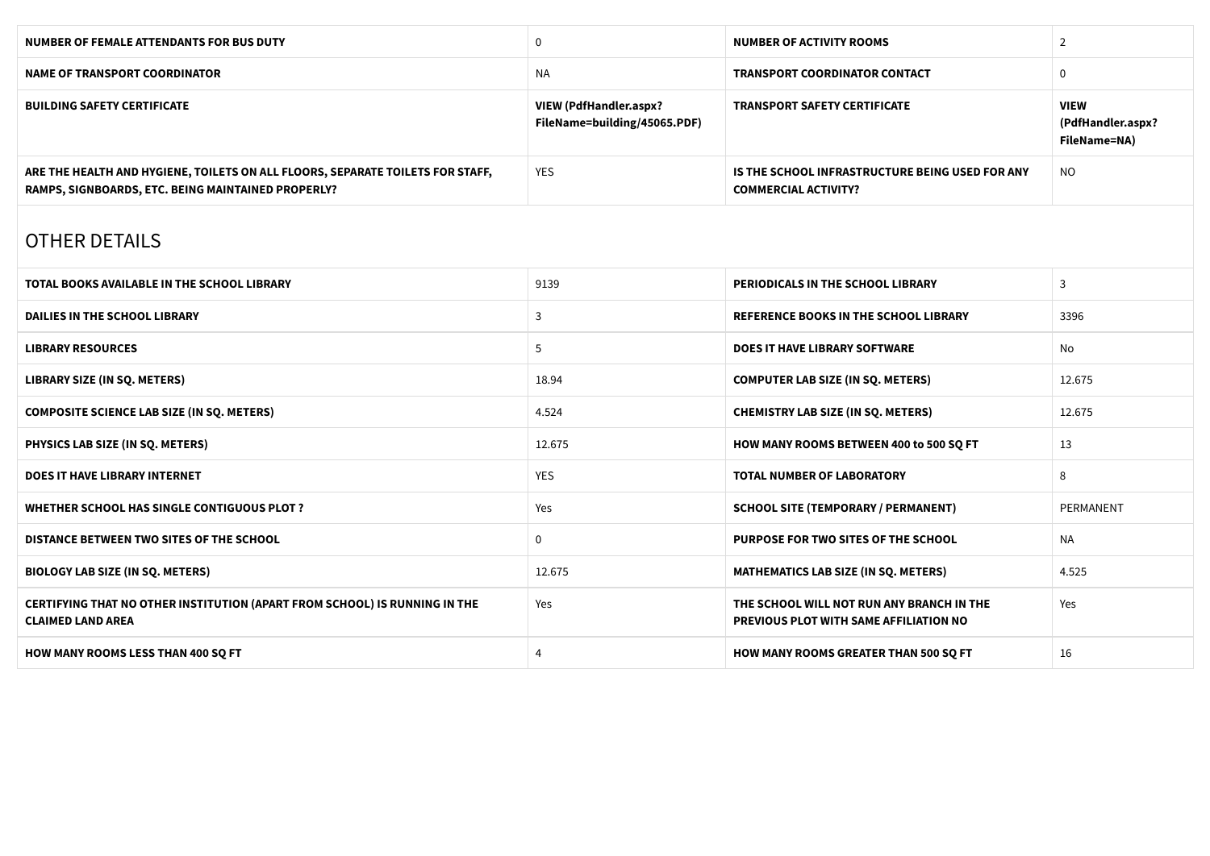| | | | |
|---|---|---|---|
| **NUMBER OF FEMALE ATTENDANTS FOR BUS DUTY** | 0 | **NUMBER OF ACTIVITY ROOMS** | 2 |
| **NAME OF TRANSPORT COORDINATOR** | NA | **TRANSPORT COORDINATOR CONTACT** | 0 |
| **BUILDING SAFETY CERTIFICATE** | **VIEW (PdfHandler.aspx?FileName=building/45065.PDF)** | **TRANSPORT SAFETY CERTIFICATE** | **VIEW (PdfHandler.aspx?FileName=NA)** |
| **ARE THE HEALTH AND HYGIENE, TOILETS ON ALL FLOORS, SEPARATE TOILETS FOR STAFF, RAMPS, SIGNBOARDS, ETC. BEING MAINTAINED PROPERLY?** | YES | **IS THE SCHOOL INFRASTRUCTURE BEING USED FOR ANY COMMERCIAL ACTIVITY?** | NO |

## OTHER DETAILS

| | | | |
|---|---|---|---|
| **TOTAL BOOKS AVAILABLE IN THE SCHOOL LIBRARY** | 9139 | **PERIODICALS IN THE SCHOOL LIBRARY** | 3 |
| **DAILIES IN THE SCHOOL LIBRARY** | 3 | **REFERENCE BOOKS IN THE SCHOOL LIBRARY** | 3396 |
| **LIBRARY RESOURCES** | 5 | **DOES IT HAVE LIBRARY SOFTWARE** | No |
| **LIBRARY SIZE (IN SQ. METERS)** | 18.94 | **COMPUTER LAB SIZE (IN SQ. METERS)** | 12.675 |
| **COMPOSITE SCIENCE LAB SIZE (IN SQ. METERS)** | 4.524 | **CHEMISTRY LAB SIZE (IN SQ. METERS)** | 12.675 |
| **PHYSICS LAB SIZE (IN SQ. METERS)** | 12.675 | **HOW MANY ROOMS BETWEEN 400 to 500 SQ FT** | 13 |
| **DOES IT HAVE LIBRARY INTERNET** | YES | **TOTAL NUMBER OF LABORATORY** | 8 |
| **WHETHER SCHOOL HAS SINGLE CONTIGUOUS PLOT ?** | Yes | **SCHOOL SITE (TEMPORARY / PERMANENT)** | PERMANENT |
| **DISTANCE BETWEEN TWO SITES OF THE SCHOOL** | 0 | **PURPOSE FOR TWO SITES OF THE SCHOOL** | NA |
| **BIOLOGY LAB SIZE (IN SQ. METERS)** | 12.675 | **MATHEMATICS LAB SIZE (IN SQ. METERS)** | 4.525 |
| **CERTIFYING THAT NO OTHER INSTITUTION (APART FROM SCHOOL) IS RUNNING IN THE CLAIMED LAND AREA** | Yes | **THE SCHOOL WILL NOT RUN ANY BRANCH IN THE PREVIOUS PLOT WITH SAME AFFILIATION NO** | Yes |
| **HOW MANY ROOMS LESS THAN 400 SQ FT** | 4 | **HOW MANY ROOMS GREATER THAN 500 SQ FT** | 16 |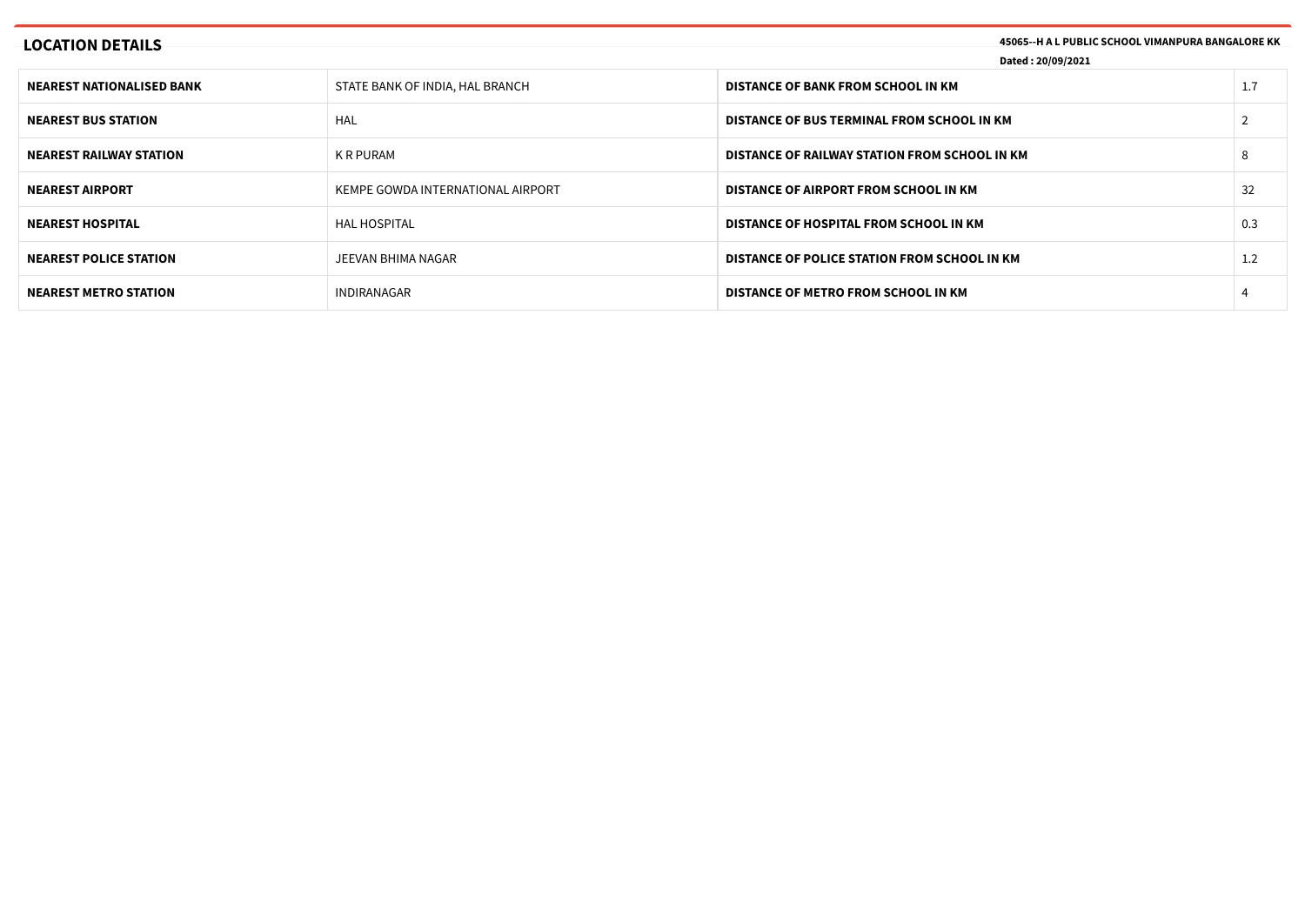## LOCATION DETAILS

**45065--H A L PUBLIC SCHOOL VIMANPURA BANGALORE KK**

**Dated : 20/09/2021**

| | | | |
|---|---|---|---|
| **NEAREST NATIONALISED BANK** | STATE BANK OF INDIA, HAL BRANCH | **DISTANCE OF BANK FROM SCHOOL IN KM** | 1.7 |
| **NEAREST BUS STATION** | HAL | **DISTANCE OF BUS TERMINAL FROM SCHOOL IN KM** | 2 |
| **NEAREST RAILWAY STATION** | K R PURAM | **DISTANCE OF RAILWAY STATION FROM SCHOOL IN KM** | 8 |
| **NEAREST AIRPORT** | KEMPE GOWDA INTERNATIONAL AIRPORT | **DISTANCE OF AIRPORT FROM SCHOOL IN KM** | 32 |
| **NEAREST HOSPITAL** | HAL HOSPITAL | **DISTANCE OF HOSPITAL FROM SCHOOL IN KM** | 0.3 |
| **NEAREST POLICE STATION** | JEEVAN BHIMA NAGAR | **DISTANCE OF POLICE STATION FROM SCHOOL IN KM** | 1.2 |
| **NEAREST METRO STATION** | INDIRANAGAR | **DISTANCE OF METRO FROM SCHOOL IN KM** | 4 |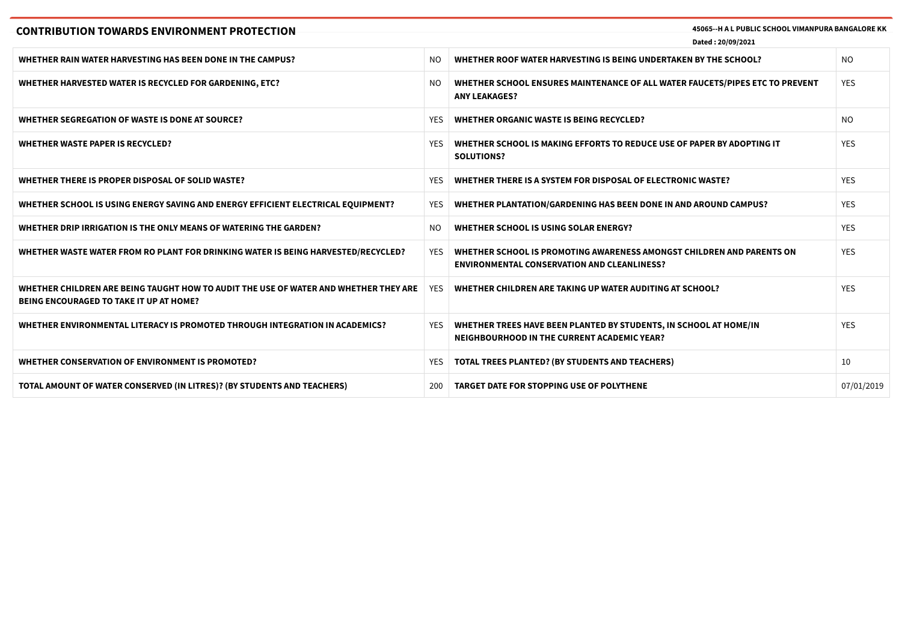## CONTRIBUTION TOWARDS ENVIRONMENT PROTECTION

**45065--H A L PUBLIC SCHOOL VIMANPURA BANGALORE KK**

**Dated : 20/09/2021**

| | | | |
|---|---|---|---|
| **WHETHER RAIN WATER HARVESTING HAS BEEN DONE IN THE CAMPUS?** | NO | **WHETHER ROOF WATER HARVESTING IS BEING UNDERTAKEN BY THE SCHOOL?** | NO |
| **WHETHER HARVESTED WATER IS RECYCLED FOR GARDENING, ETC?** | NO | **WHETHER SCHOOL ENSURES MAINTENANCE OF ALL WATER FAUCETS/PIPES ETC TO PREVENT ANY LEAKAGES?** | YES |
| **WHETHER SEGREGATION OF WASTE IS DONE AT SOURCE?** | YES | **WHETHER ORGANIC WASTE IS BEING RECYCLED?** | NO |
| **WHETHER WASTE PAPER IS RECYCLED?** | YES | **WHETHER SCHOOL IS MAKING EFFORTS TO REDUCE USE OF PAPER BY ADOPTING IT SOLUTIONS?** | YES |
| **WHETHER THERE IS PROPER DISPOSAL OF SOLID WASTE?** | YES | **WHETHER THERE IS A SYSTEM FOR DISPOSAL OF ELECTRONIC WASTE?** | YES |
| **WHETHER SCHOOL IS USING ENERGY SAVING AND ENERGY EFFICIENT ELECTRICAL EQUIPMENT?** | YES | **WHETHER PLANTATION/GARDENING HAS BEEN DONE IN AND AROUND CAMPUS?** | YES |
| **WHETHER DRIP IRRIGATION IS THE ONLY MEANS OF WATERING THE GARDEN?** | NO | **WHETHER SCHOOL IS USING SOLAR ENERGY?** | YES |
| **WHETHER WASTE WATER FROM RO PLANT FOR DRINKING WATER IS BEING HARVESTED/RECYCLED?** | YES | **WHETHER SCHOOL IS PROMOTING AWARENESS AMONGST CHILDREN AND PARENTS ON ENVIRONMENTAL CONSERVATION AND CLEANLINESS?** | YES |
| **WHETHER CHILDREN ARE BEING TAUGHT HOW TO AUDIT THE USE OF WATER AND WHETHER THEY ARE BEING ENCOURAGED TO TAKE IT UP AT HOME?** | YES | **WHETHER CHILDREN ARE TAKING UP WATER AUDITING AT SCHOOL?** | YES |
| **WHETHER ENVIRONMENTAL LITERACY IS PROMOTED THROUGH INTEGRATION IN ACADEMICS?** | YES | **WHETHER TREES HAVE BEEN PLANTED BY STUDENTS, IN SCHOOL AT HOME/IN NEIGHBOURHOOD IN THE CURRENT ACADEMIC YEAR?** | YES |
| **WHETHER CONSERVATION OF ENVIRONMENT IS PROMOTED?** | YES | **TOTAL TREES PLANTED? (BY STUDENTS AND TEACHERS)** | 10 |
| **TOTAL AMOUNT OF WATER CONSERVED (IN LITRES)? (BY STUDENTS AND TEACHERS)** | 200 | **TARGET DATE FOR STOPPING USE OF POLYTHENE** | 07/01/2019 |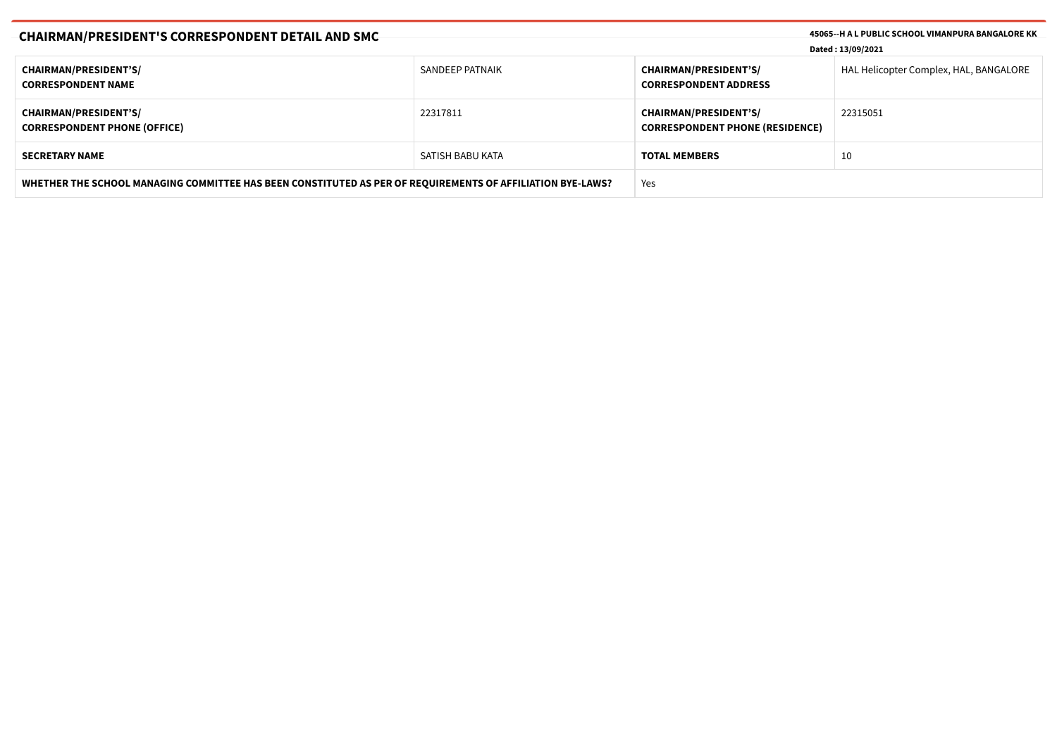## CHAIRMAN/PRESIDENT'S CORRESPONDENT DETAIL AND SMC

**45065--H A L PUBLIC SCHOOL VIMANPURA BANGALORE KK**

**Dated : 13/09/2021**

| | | | |
|---|---|---|---|
| **CHAIRMAN/PRESIDENT'S/ CORRESPONDENT NAME** | SANDEEP PATNAIK | **CHAIRMAN/PRESIDENT'S/ CORRESPONDENT ADDRESS** | HAL Helicopter Complex, HAL, BANGALORE |
| **CHAIRMAN/PRESIDENT'S/ CORRESPONDENT PHONE (OFFICE)** | 22317811 | **CHAIRMAN/PRESIDENT'S/ CORRESPONDENT PHONE (RESIDENCE)** | 22315051 |
| **SECRETARY NAME** | SATISH BABU KATA | **TOTAL MEMBERS** | 10 |
| **WHETHER THE SCHOOL MANAGING COMMITTEE HAS BEEN CONSTITUTED AS PER OF REQUIREMENTS OF AFFILIATION BYE-LAWS?** | | Yes | |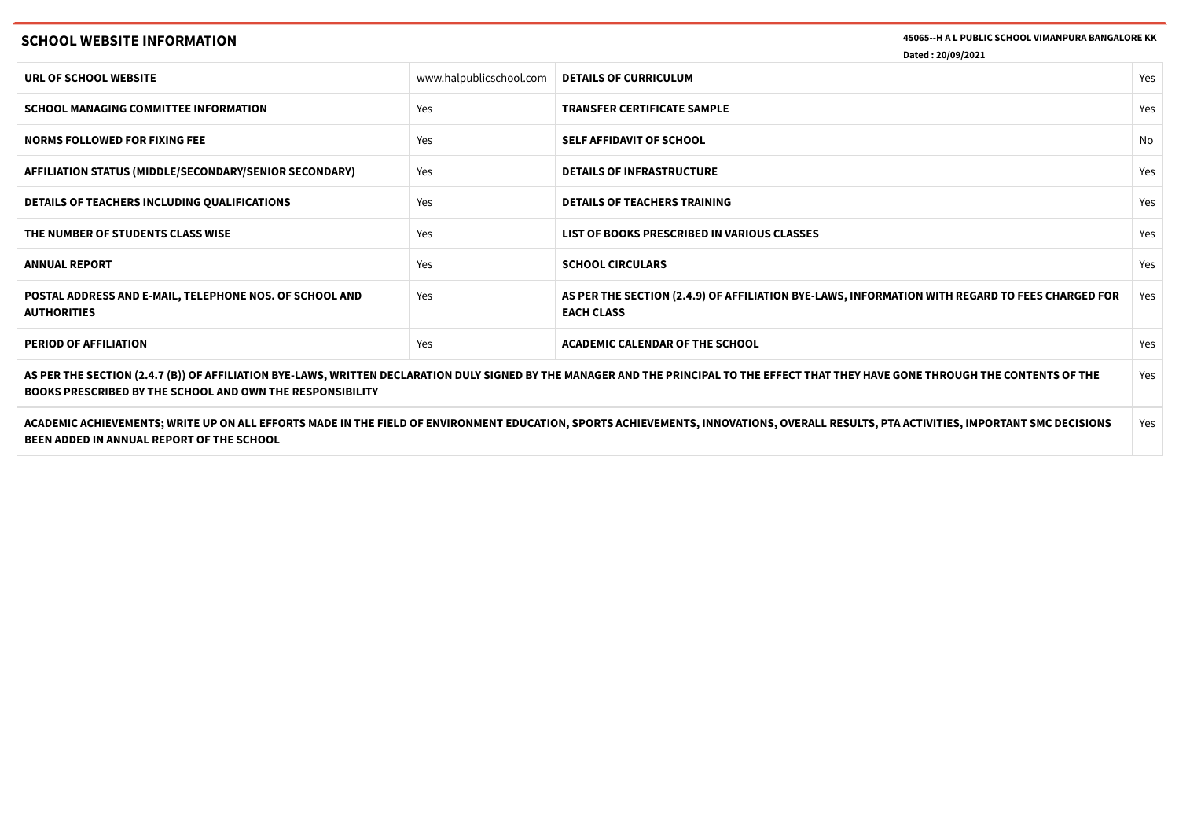## SCHOOL WEBSITE INFORMATION

**45065--H A L PUBLIC SCHOOL VIMANPURA BANGALORE KK**

**Dated : 20/09/2021**

| | | | |
|---|---|---|---|
| **URL OF SCHOOL WEBSITE** | www.halpublicschool.com | **DETAILS OF CURRICULUM** | Yes |
| **SCHOOL MANAGING COMMITTEE INFORMATION** | Yes | **TRANSFER CERTIFICATE SAMPLE** | Yes |
| **NORMS FOLLOWED FOR FIXING FEE** | Yes | **SELF AFFIDAVIT OF SCHOOL** | No |
| **AFFILIATION STATUS (MIDDLE/SECONDARY/SENIOR SECONDARY)** | Yes | **DETAILS OF INFRASTRUCTURE** | Yes |
| **DETAILS OF TEACHERS INCLUDING QUALIFICATIONS** | Yes | **DETAILS OF TEACHERS TRAINING** | Yes |
| **THE NUMBER OF STUDENTS CLASS WISE** | Yes | **LIST OF BOOKS PRESCRIBED IN VARIOUS CLASSES** | Yes |
| **ANNUAL REPORT** | Yes | **SCHOOL CIRCULARS** | Yes |
| **POSTAL ADDRESS AND E-MAIL, TELEPHONE NOS. OF SCHOOL AND AUTHORITIES** | Yes | **AS PER THE SECTION (2.4.9) OF AFFILIATION BYE-LAWS, INFORMATION WITH REGARD TO FEES CHARGED FOR EACH CLASS** | Yes |
| **PERIOD OF AFFILIATION** | Yes | **ACADEMIC CALENDAR OF THE SCHOOL** | Yes |

| | |
|---|---|
| **AS PER THE SECTION (2.4.7 (B)) OF AFFILIATION BYE-LAWS, WRITTEN DECLARATION DULY SIGNED BY THE MANAGER AND THE PRINCIPAL TO THE EFFECT THAT THEY HAVE GONE THROUGH THE CONTENTS OF THE BOOKS PRESCRIBED BY THE SCHOOL AND OWN THE RESPONSIBILITY** | Yes |
| **ACADEMIC ACHIEVEMENTS; WRITE UP ON ALL EFFORTS MADE IN THE FIELD OF ENVIRONMENT EDUCATION, SPORTS ACHIEVEMENTS, INNOVATIONS, OVERALL RESULTS, PTA ACTIVITIES, IMPORTANT SMC DECISIONS BEEN ADDED IN ANNUAL REPORT OF THE SCHOOL** | Yes |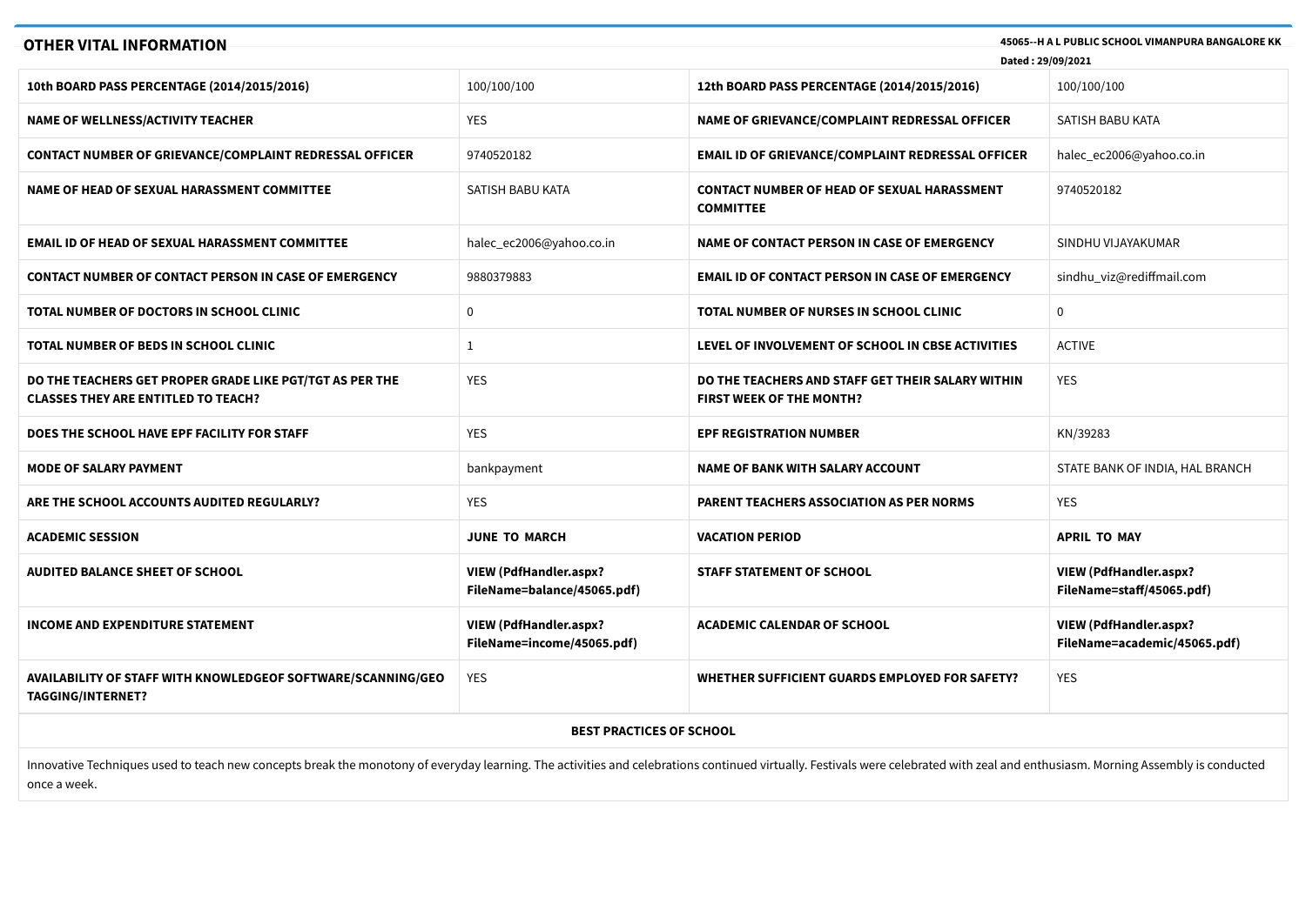## OTHER VITAL INFORMATION

**45065--H A L PUBLIC SCHOOL VIMANPURA BANGALORE KK**

**Dated : 29/09/2021**

| | | | |
|---|---|---|---|
| **10th BOARD PASS PERCENTAGE (2014/2015/2016)** | 100/100/100 | **12th BOARD PASS PERCENTAGE (2014/2015/2016)** | 100/100/100 |
| **NAME OF WELLNESS/ACTIVITY TEACHER** | YES | **NAME OF GRIEVANCE/COMPLAINT REDRESSAL OFFICER** | SATISH BABU KATA |
| **CONTACT NUMBER OF GRIEVANCE/COMPLAINT REDRESSAL OFFICER** | 9740520182 | **EMAIL ID OF GRIEVANCE/COMPLAINT REDRESSAL OFFICER** | halec_ec2006@yahoo.co.in |
| **NAME OF HEAD OF SEXUAL HARASSMENT COMMITTEE** | SATISH BABU KATA | **CONTACT NUMBER OF HEAD OF SEXUAL HARASSMENT COMMITTEE** | 9740520182 |
| **EMAIL ID OF HEAD OF SEXUAL HARASSMENT COMMITTEE** | halec_ec2006@yahoo.co.in | **NAME OF CONTACT PERSON IN CASE OF EMERGENCY** | SINDHU VIJAYAKUMAR |
| **CONTACT NUMBER OF CONTACT PERSON IN CASE OF EMERGENCY** | 9880379883 | **EMAIL ID OF CONTACT PERSON IN CASE OF EMERGENCY** | sindhu_viz@rediffmail.com |
| **TOTAL NUMBER OF DOCTORS IN SCHOOL CLINIC** | 0 | **TOTAL NUMBER OF NURSES IN SCHOOL CLINIC** | 0 |
| **TOTAL NUMBER OF BEDS IN SCHOOL CLINIC** | 1 | **LEVEL OF INVOLVEMENT OF SCHOOL IN CBSE ACTIVITIES** | ACTIVE |
| **DO THE TEACHERS GET PROPER GRADE LIKE PGT/TGT AS PER THE CLASSES THEY ARE ENTITLED TO TEACH?** | YES | **DO THE TEACHERS AND STAFF GET THEIR SALARY WITHIN FIRST WEEK OF THE MONTH?** | YES |
| **DOES THE SCHOOL HAVE EPF FACILITY FOR STAFF** | YES | **EPF REGISTRATION NUMBER** | KN/39283 |
| **MODE OF SALARY PAYMENT** | bankpayment | **NAME OF BANK WITH SALARY ACCOUNT** | STATE BANK OF INDIA, HAL BRANCH |
| **ARE THE SCHOOL ACCOUNTS AUDITED REGULARLY?** | YES | **PARENT TEACHERS ASSOCIATION AS PER NORMS** | YES |
| **ACADEMIC SESSION** | **JUNE TO MARCH** | **VACATION PERIOD** | **APRIL TO MAY** |
| **AUDITED BALANCE SHEET OF SCHOOL** | **VIEW (PdfHandler.aspx?FileName=balance/45065.pdf)** | **STAFF STATEMENT OF SCHOOL** | **VIEW (PdfHandler.aspx?FileName=staff/45065.pdf)** |
| **INCOME AND EXPENDITURE STATEMENT** | **VIEW (PdfHandler.aspx?FileName=income/45065.pdf)** | **ACADEMIC CALENDAR OF SCHOOL** | **VIEW (PdfHandler.aspx?FileName=academic/45065.pdf)** |
| **AVAILABILITY OF STAFF WITH KNOWLEDGEOF SOFTWARE/SCANNING/GEO TAGGING/INTERNET?** | YES | **WHETHER SUFFICIENT GUARDS EMPLOYED FOR SAFETY?** | YES |

**BEST PRACTICES OF SCHOOL**

Innovative Techniques used to teach new concepts break the monotony of everyday learning. The activities and celebrations continued virtually. Festivals were celebrated with zeal and enthusiasm. Morning Assembly is conducted once a week.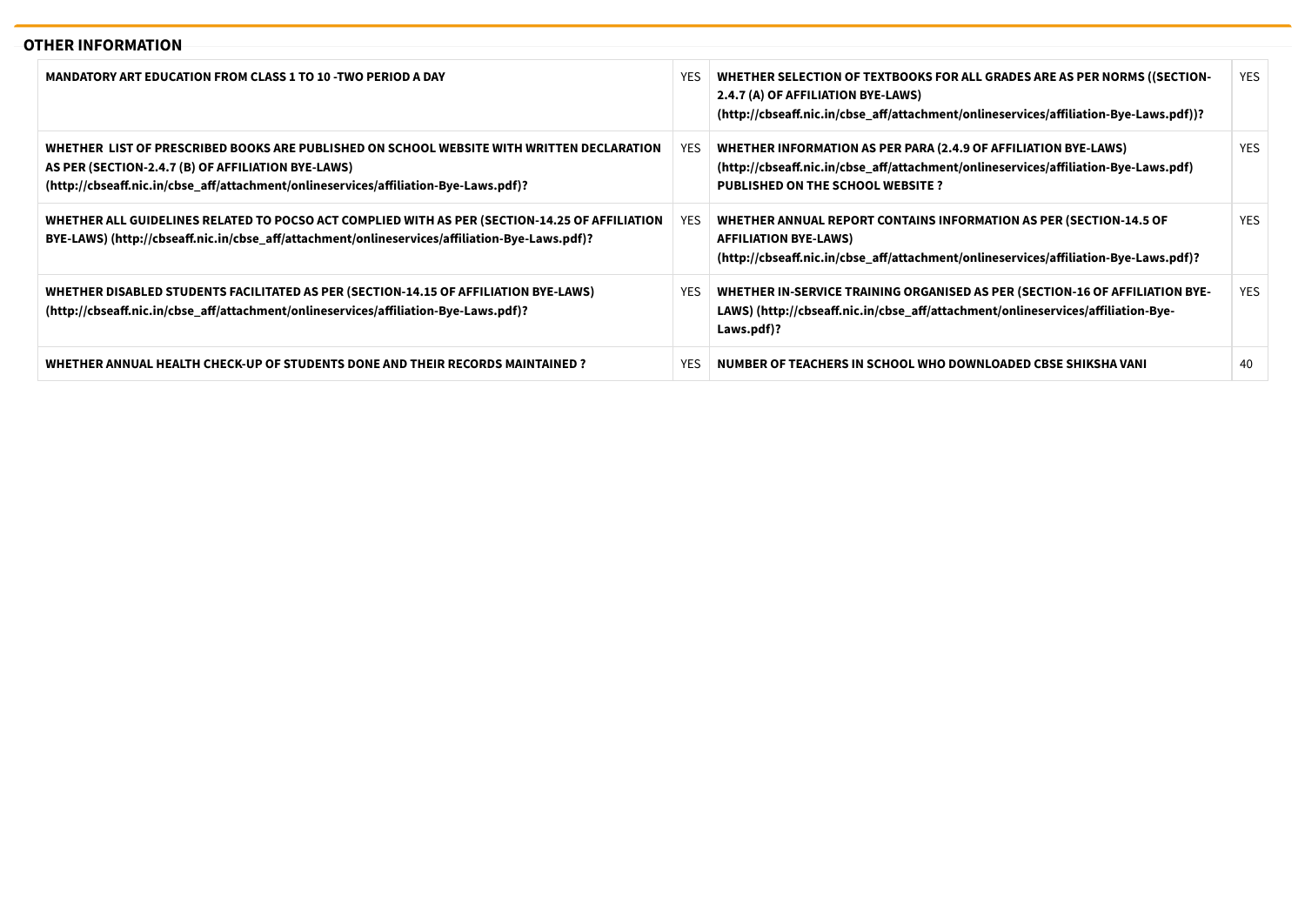## OTHER INFORMATION

| | | | |
|---|---|---|---|
| **MANDATORY ART EDUCATION FROM CLASS 1 TO 10 -TWO PERIOD A DAY** | YES | **WHETHER SELECTION OF TEXTBOOKS FOR ALL GRADES ARE AS PER NORMS ((SECTION-2.4.7 (A) OF AFFILIATION BYE-LAWS) (http://cbseaff.nic.in/cbse_aff/attachment/onlineservices/affiliation-Bye-Laws.pdf))?** | YES |
| **WHETHER LIST OF PRESCRIBED BOOKS ARE PUBLISHED ON SCHOOL WEBSITE WITH WRITTEN DECLARATION AS PER (SECTION-2.4.7 (B) OF AFFILIATION BYE-LAWS) (http://cbseaff.nic.in/cbse_aff/attachment/onlineservices/affiliation-Bye-Laws.pdf)?** | YES | **WHETHER INFORMATION AS PER PARA (2.4.9 OF AFFILIATION BYE-LAWS) (http://cbseaff.nic.in/cbse_aff/attachment/onlineservices/affiliation-Bye-Laws.pdf) PUBLISHED ON THE SCHOOL WEBSITE ?** | YES |
| **WHETHER ALL GUIDELINES RELATED TO POCSO ACT COMPLIED WITH AS PER (SECTION-14.25 OF AFFILIATION BYE-LAWS) (http://cbseaff.nic.in/cbse_aff/attachment/onlineservices/affiliation-Bye-Laws.pdf)?** | YES | **WHETHER ANNUAL REPORT CONTAINS INFORMATION AS PER (SECTION-14.5 OF AFFILIATION BYE-LAWS) (http://cbseaff.nic.in/cbse_aff/attachment/onlineservices/affiliation-Bye-Laws.pdf)?** | YES |
| **WHETHER DISABLED STUDENTS FACILITATED AS PER (SECTION-14.15 OF AFFILIATION BYE-LAWS) (http://cbseaff.nic.in/cbse_aff/attachment/onlineservices/affiliation-Bye-Laws.pdf)?** | YES | **WHETHER IN-SERVICE TRAINING ORGANISED AS PER (SECTION-16 OF AFFILIATION BYE-LAWS) (http://cbseaff.nic.in/cbse_aff/attachment/onlineservices/affiliation-Bye-Laws.pdf)?** | YES |
| **WHETHER ANNUAL HEALTH CHECK-UP OF STUDENTS DONE AND THEIR RECORDS MAINTAINED ?** | YES | **NUMBER OF TEACHERS IN SCHOOL WHO DOWNLOADED CBSE SHIKSHA VANI** | 40 |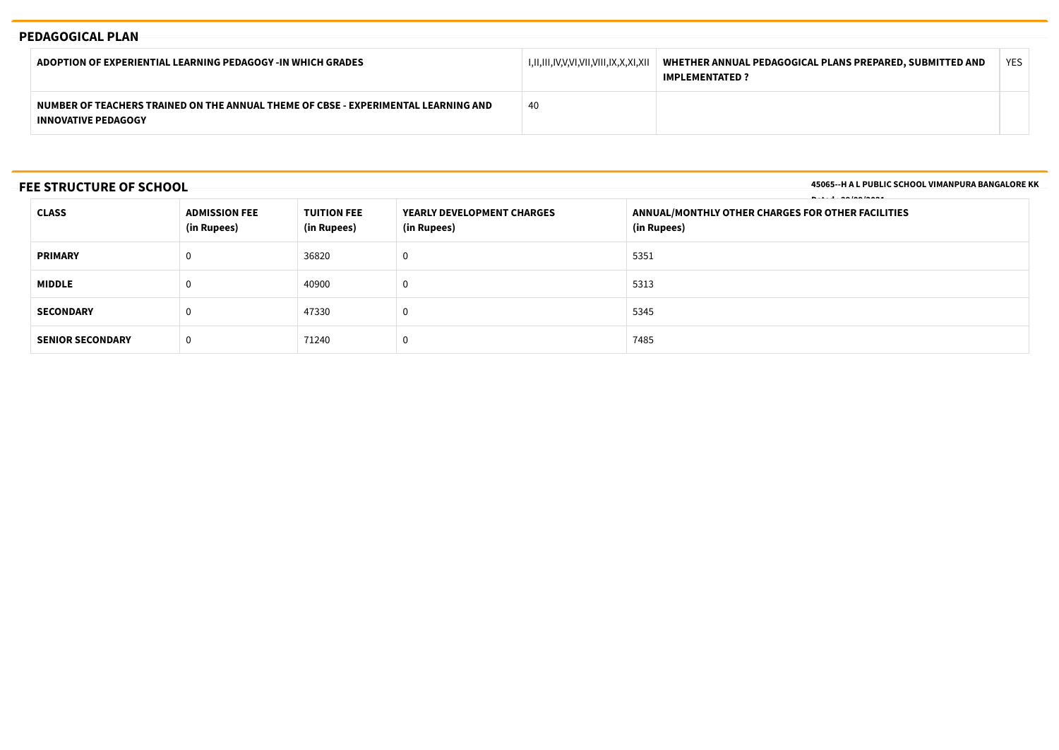## PEDAGOGICAL PLAN

| ADOPTION OF EXPERIENTIAL LEARNING PEDAGOGY -IN WHICH GRADES | I,II,III,IV,V,VI,VII,VIII,IX,X,XI,XII | WHETHER ANNUAL PEDAGOGICAL PLANS PREPARED, SUBMITTED AND IMPLEMENTATED ? | YES |
|---|---|---|---|
| NUMBER OF TEACHERS TRAINED ON THE ANNUAL THEME OF CBSE - EXPERIMENTAL LEARNING AND INNOVATIVE PEDAGOGY | 40 | | |

## FEE STRUCTURE OF SCHOOL

| CLASS | ADMISSION FEE (in Rupees) | TUITION FEE (in Rupees) | YEARLY DEVELOPMENT CHARGES (in Rupees) | ANNUAL/MONTHLY OTHER CHARGES FOR OTHER FACILITIES (in Rupees) |
|---|---|---|---|---|
| PRIMARY | 0 | 36820 | 0 | 5351 |
| MIDDLE | 0 | 40900 | 0 | 5313 |
| SECONDARY | 0 | 47330 | 0 | 5345 |
| SENIOR SECONDARY | 0 | 71240 | 0 | 7485 |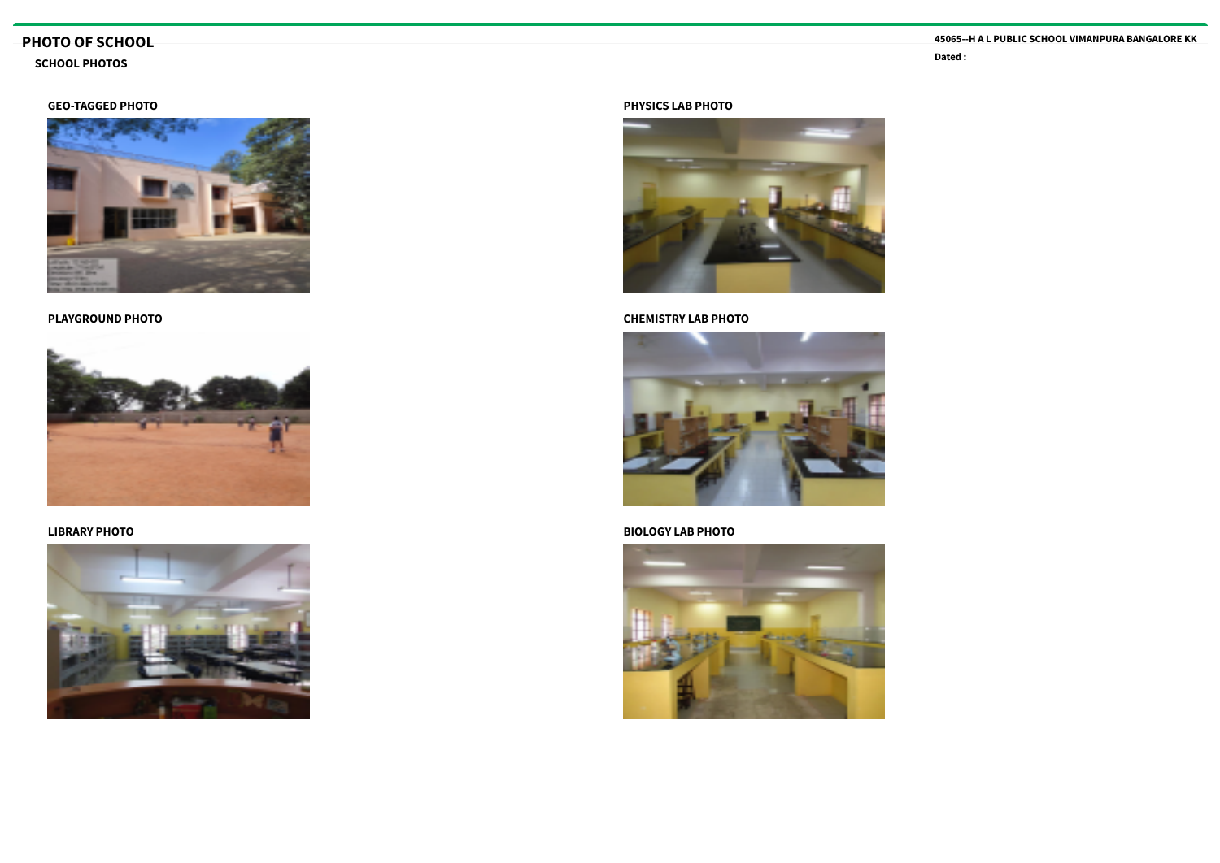## PHOTO OF SCHOOL

45065--H A L PUBLIC SCHOOL VIMANPURA BANGALORE KK

Dated :

### SCHOOL PHOTOS

**GEO-TAGGED PHOTO**

**PHYSICS LAB PHOTO**

**PLAYGROUND PHOTO**

**CHEMISTRY LAB PHOTO**

**LIBRARY PHOTO**

**BIOLOGY LAB PHOTO**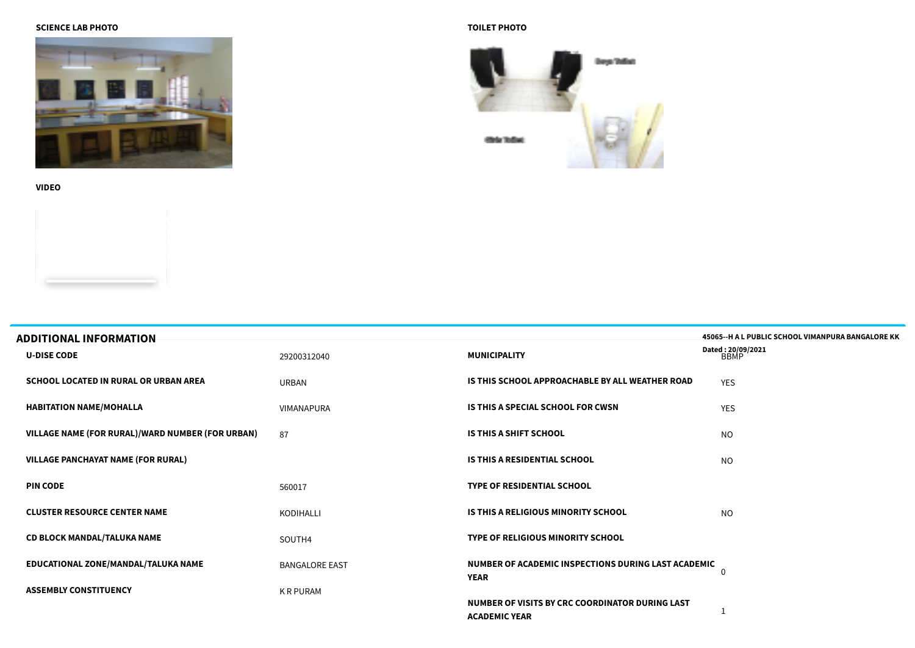**SCIENCE LAB PHOTO**

**TOILET PHOTO**

**VIDEO**

## ADDITIONAL INFORMATION

| | | | |
|---|---|---|---|
| **U-DISE CODE** | 29200312040 | **MUNICIPALITY** | BBMP |
| **SCHOOL LOCATED IN RURAL OR URBAN AREA** | URBAN | **IS THIS SCHOOL APPROACHABLE BY ALL WEATHER ROAD** | YES |
| **HABITATION NAME/MOHALLA** | VIMANAPURA | **IS THIS A SPECIAL SCHOOL FOR CWSN** | YES |
| **VILLAGE NAME (FOR RURAL)/WARD NUMBER (FOR URBAN)** | 87 | **IS THIS A SHIFT SCHOOL** | NO |
| **VILLAGE PANCHAYAT NAME (FOR RURAL)** | | **IS THIS A RESIDENTIAL SCHOOL** | NO |
| **PIN CODE** | 560017 | **TYPE OF RESIDENTIAL SCHOOL** | |
| **CLUSTER RESOURCE CENTER NAME** | KODIHALLI | **IS THIS A RELIGIOUS MINORITY SCHOOL** | NO |
| **CD BLOCK MANDAL/TALUKA NAME** | SOUTH4 | **TYPE OF RELIGIOUS MINORITY SCHOOL** | |
| **EDUCATIONAL ZONE/MANDAL/TALUKA NAME** | BANGALORE EAST | **NUMBER OF ACADEMIC INSPECTIONS DURING LAST ACADEMIC YEAR** | 0 |
| **ASSEMBLY CONSTITUENCY** | K R PURAM | **NUMBER OF VISITS BY CRC COORDINATOR DURING LAST ACADEMIC YEAR** | 1 |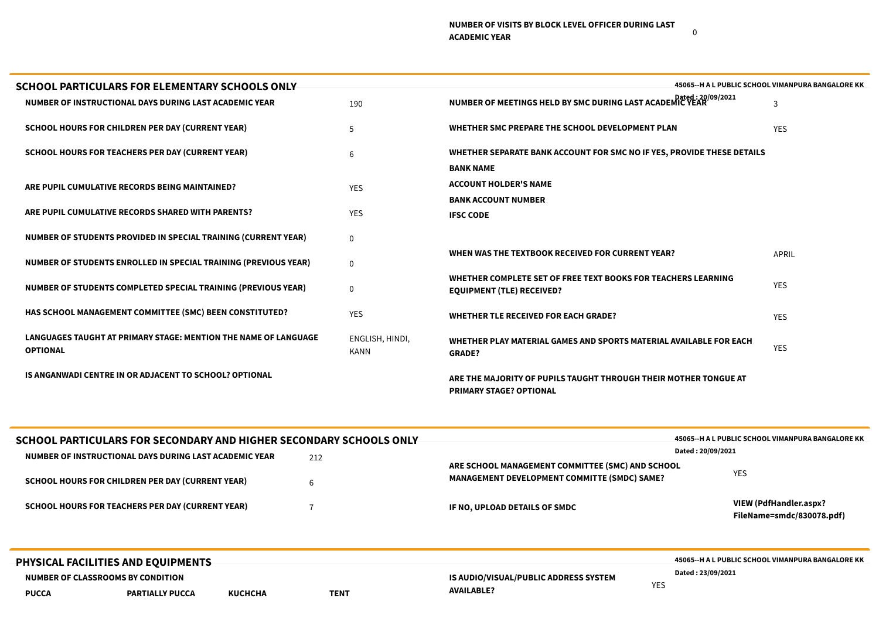| NUMBER OF VISITS BY BLOCK LEVEL OFFICER DURING LAST ACADEMIC YEAR | 0 |
| --- | --- |

## SCHOOL PARTICULARS FOR ELEMENTARY SCHOOLS ONLY

45065--H A L PUBLIC SCHOOL VIMANPURA BANGALORE KK
Dated : 20/09/2021

| Field | Value |
| --- | --- |
| NUMBER OF INSTRUCTIONAL DAYS DURING LAST ACADEMIC YEAR | 190 |
| SCHOOL HOURS FOR CHILDREN PER DAY (CURRENT YEAR) | 5 |
| SCHOOL HOURS FOR TEACHERS PER DAY (CURRENT YEAR) | 6 |
| ARE PUPIL CUMULATIVE RECORDS BEING MAINTAINED? | YES |
| ARE PUPIL CUMULATIVE RECORDS SHARED WITH PARENTS? | YES |
| NUMBER OF STUDENTS PROVIDED IN SPECIAL TRAINING (CURRENT YEAR) | 0 |
| NUMBER OF STUDENTS ENROLLED IN SPECIAL TRAINING (PREVIOUS YEAR) | 0 |
| NUMBER OF STUDENTS COMPLETED SPECIAL TRAINING (PREVIOUS YEAR) | 0 |
| HAS SCHOOL MANAGEMENT COMMITTEE (SMC) BEEN CONSTITUTED? | YES |
| LANGUAGES TAUGHT AT PRIMARY STAGE: MENTION THE NAME OF LANGUAGE OPTIONAL | ENGLISH, HINDI, KANN |
| IS ANGANWADI CENTRE IN OR ADJACENT TO SCHOOL? OPTIONAL | |

| Field | Value |
| --- | --- |
| NUMBER OF MEETINGS HELD BY SMC DURING LAST ACADEMIC YEAR | 3 |
| WHETHER SMC PREPARE THE SCHOOL DEVELOPMENT PLAN | YES |
| WHETHER SEPARATE BANK ACCOUNT FOR SMC NO IF YES, PROVIDE THESE DETAILS | |
| BANK NAME | |
| ACCOUNT HOLDER'S NAME | |
| BANK ACCOUNT NUMBER | |
| IFSC CODE | |
| WHEN WAS THE TEXTBOOK RECEIVED FOR CURRENT YEAR? | APRIL |
| WHETHER COMPLETE SET OF FREE TEXT BOOKS FOR TEACHERS LEARNING EQUIPMENT (TLE) RECEIVED? | YES |
| WHETHER TLE RECEIVED FOR EACH GRADE? | YES |
| WHETHER PLAY MATERIAL GAMES AND SPORTS MATERIAL AVAILABLE FOR EACH GRADE? | YES |
| ARE THE MAJORITY OF PUPILS TAUGHT THROUGH THEIR MOTHER TONGUE AT PRIMARY STAGE? OPTIONAL | |

## SCHOOL PARTICULARS FOR SECONDARY AND HIGHER SECONDARY SCHOOLS ONLY

45065--H A L PUBLIC SCHOOL VIMANPURA BANGALORE KK
Dated : 20/09/2021

| Field | Value |
| --- | --- |
| NUMBER OF INSTRUCTIONAL DAYS DURING LAST ACADEMIC YEAR | 212 |
| SCHOOL HOURS FOR CHILDREN PER DAY (CURRENT YEAR) | 6 |
| SCHOOL HOURS FOR TEACHERS PER DAY (CURRENT YEAR) | 7 |
| ARE SCHOOL MANAGEMENT COMMITTEE (SMC) AND SCHOOL MANAGEMENT DEVELOPMENT COMMITTE (SMDC) SAME? | YES |
| IF NO, UPLOAD DETAILS OF SMDC | VIEW (PdfHandler.aspx?FileName=smdc/830078.pdf) |

## PHYSICAL FACILITIES AND EQUIPMENTS

45065--H A L PUBLIC SCHOOL VIMANPURA BANGALORE KK
Dated : 23/09/2021

**NUMBER OF CLASSROOMS BY CONDITION**

| PUCCA | PARTIALLY PUCCA | KUCHCHA | TENT |
| --- | --- | --- | --- |

| IS AUDIO/VISUAL/PUBLIC ADDRESS SYSTEM AVAILABLE? | YES |
| --- | --- |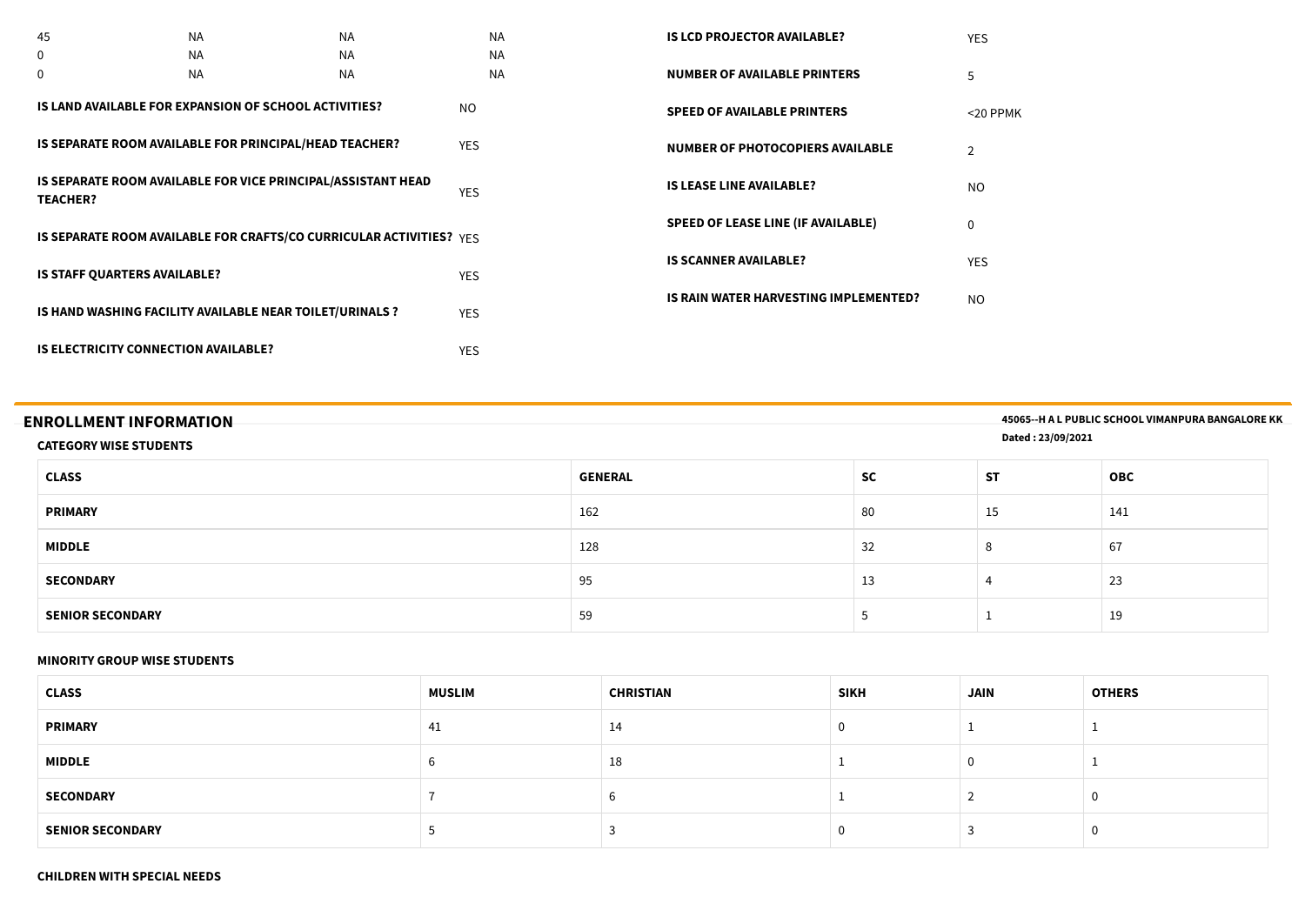| 45 | NA | NA | NA |
|---|---|---|---|
| 0 | NA | NA | NA |
| 0 | NA | NA | NA |

| | |
|---|---|
| **IS LAND AVAILABLE FOR EXPANSION OF SCHOOL ACTIVITIES?** | NO |
| **IS SEPARATE ROOM AVAILABLE FOR PRINCIPAL/HEAD TEACHER?** | YES |
| **IS SEPARATE ROOM AVAILABLE FOR VICE PRINCIPAL/ASSISTANT HEAD TEACHER?** | YES |
| **IS SEPARATE ROOM AVAILABLE FOR CRAFTS/CO CURRICULAR ACTIVITIES?** | YES |
| **IS STAFF QUARTERS AVAILABLE?** | YES |
| **IS HAND WASHING FACILITY AVAILABLE NEAR TOILET/URINALS ?** | YES |
| **IS ELECTRICITY CONNECTION AVAILABLE?** | YES |
| **IS LCD PROJECTOR AVAILABLE?** | YES |
| **NUMBER OF AVAILABLE PRINTERS** | 5 |
| **SPEED OF AVAILABLE PRINTERS** | <20 PPMK |
| **NUMBER OF PHOTOCOPIERS AVAILABLE** | 2 |
| **IS LEASE LINE AVAILABLE?** | NO |
| **SPEED OF LEASE LINE (IF AVAILABLE)** | 0 |
| **IS SCANNER AVAILABLE?** | YES |
| **IS RAIN WATER HARVESTING IMPLEMENTED?** | NO |

## ENROLLMENT INFORMATION

**45065--H A L PUBLIC SCHOOL VIMANPURA BANGALORE KK**
**Dated : 23/09/2021**

### CATEGORY WISE STUDENTS

| CLASS | GENERAL | SC | ST | OBC |
|---|---|---|---|---|
| PRIMARY | 162 | 80 | 15 | 141 |
| MIDDLE | 128 | 32 | 8 | 67 |
| SECONDARY | 95 | 13 | 4 | 23 |
| SENIOR SECONDARY | 59 | 5 | 1 | 19 |

### MINORITY GROUP WISE STUDENTS

| CLASS | MUSLIM | CHRISTIAN | SIKH | JAIN | OTHERS |
|---|---|---|---|---|---|
| PRIMARY | 41 | 14 | 0 | 1 | 1 |
| MIDDLE | 6 | 18 | 1 | 0 | 1 |
| SECONDARY | 7 | 6 | 1 | 2 | 0 |
| SENIOR SECONDARY | 5 | 3 | 0 | 3 | 0 |

### CHILDREN WITH SPECIAL NEEDS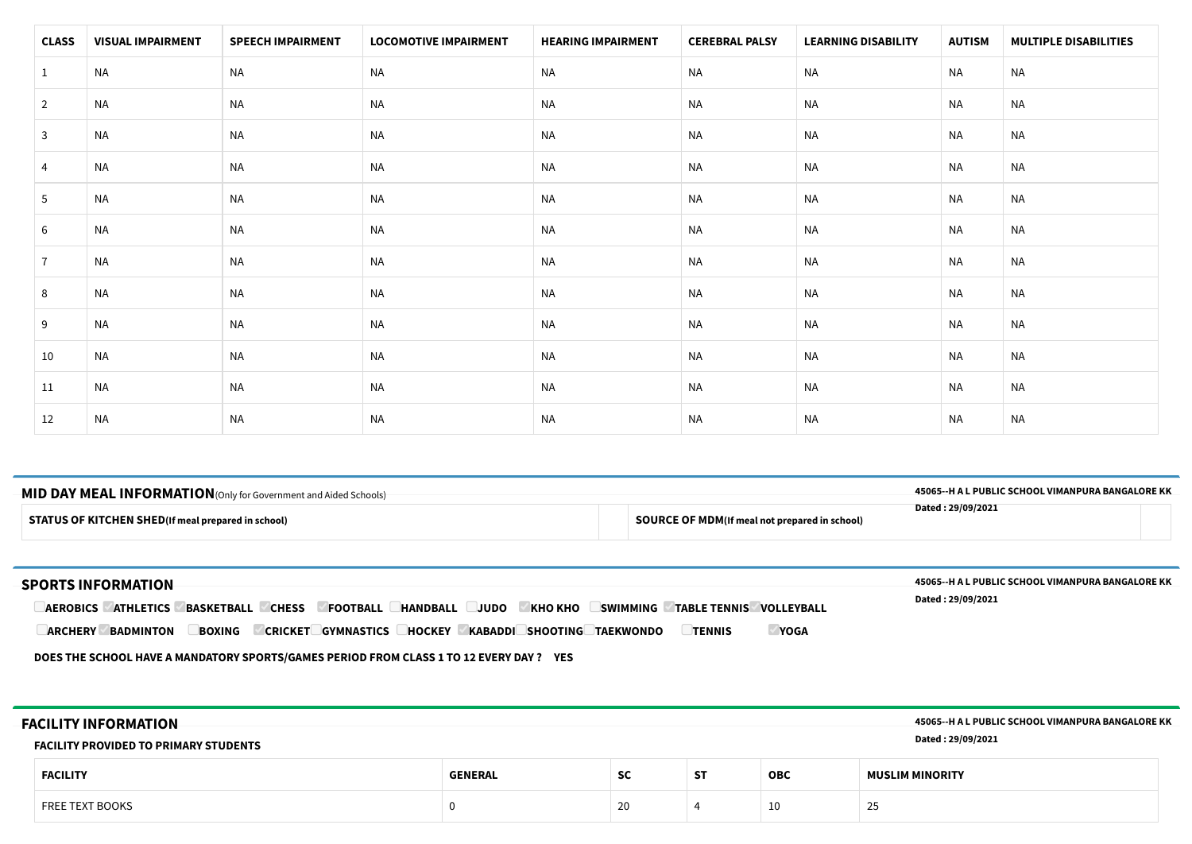| CLASS | VISUAL IMPAIRMENT | SPEECH IMPAIRMENT | LOCOMOTIVE IMPAIRMENT | HEARING IMPAIRMENT | CEREBRAL PALSY | LEARNING DISABILITY | AUTISM | MULTIPLE DISABILITIES |
|---|---|---|---|---|---|---|---|---|
| 1 | NA | NA | NA | NA | NA | NA | NA | NA |
| 2 | NA | NA | NA | NA | NA | NA | NA | NA |
| 3 | NA | NA | NA | NA | NA | NA | NA | NA |
| 4 | NA | NA | NA | NA | NA | NA | NA | NA |
| 5 | NA | NA | NA | NA | NA | NA | NA | NA |
| 6 | NA | NA | NA | NA | NA | NA | NA | NA |
| 7 | NA | NA | NA | NA | NA | NA | NA | NA |
| 8 | NA | NA | NA | NA | NA | NA | NA | NA |
| 9 | NA | NA | NA | NA | NA | NA | NA | NA |
| 10 | NA | NA | NA | NA | NA | NA | NA | NA |
| 11 | NA | NA | NA | NA | NA | NA | NA | NA |
| 12 | NA | NA | NA | NA | NA | NA | NA | NA |

## MID DAY MEAL INFORMATION (Only for Government and Aided Schools)

**45065--H A L PUBLIC SCHOOL VIMANPURA BANGALORE KK**
**Dated : 29/09/2021**

| STATUS OF KITCHEN SHED (If meal prepared in school) | | SOURCE OF MDM (If meal not prepared in school) | |
|---|---|---|---|

## SPORTS INFORMATION

**45065--H A L PUBLIC SCHOOL VIMANPURA BANGALORE KK**
**Dated : 29/09/2021**

- [ ] AEROBICS
- [x] ATHLETICS
- [x] BASKETBALL
- [x] CHESS
- [x] FOOTBALL
- [ ] HANDBALL
- [ ] JUDO
- [x] KHO KHO
- [ ] SWIMMING
- [x] TABLE TENNIS
- [x] VOLLEYBALL
- [ ] ARCHERY
- [x] BADMINTON
- [ ] BOXING
- [x] CRICKET
- [ ] GYMNASTICS
- [ ] HOCKEY
- [x] KABADDI
- [ ] SHOOTING
- [ ] TAEKWONDO
- [ ] TENNIS
- [x] YOGA

**DOES THE SCHOOL HAVE A MANDATORY SPORTS/GAMES PERIOD FROM CLASS 1 TO 12 EVERY DAY ? YES**

## FACILITY INFORMATION

**45065--H A L PUBLIC SCHOOL VIMANPURA BANGALORE KK**
**Dated : 29/09/2021**

**FACILITY PROVIDED TO PRIMARY STUDENTS**

| FACILITY | GENERAL | SC | ST | OBC | MUSLIM MINORITY |
|---|---|---|---|---|---|
| FREE TEXT BOOKS | 0 | 20 | 4 | 10 | 25 |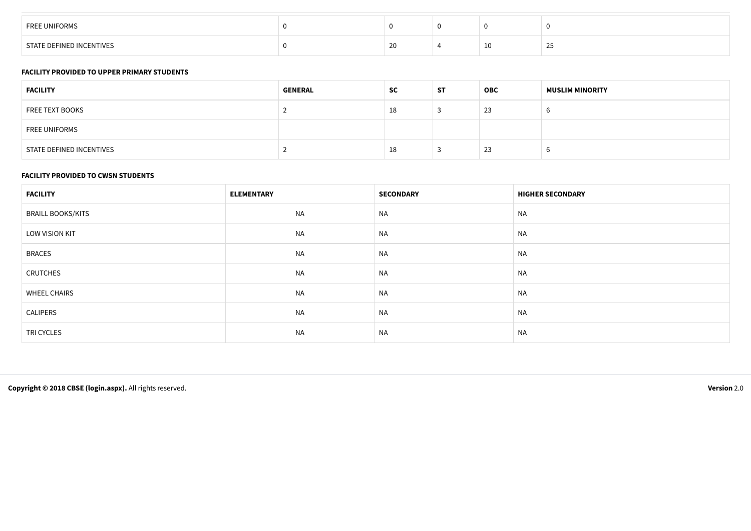| | | | | | |
|---|---|---|---|---|---|
| FREE UNIFORMS | 0 | 0 | 0 | 0 | 0 |
| STATE DEFINED INCENTIVES | 0 | 20 | 4 | 10 | 25 |

**FACILITY PROVIDED TO UPPER PRIMARY STUDENTS**

| FACILITY | GENERAL | SC | ST | OBC | MUSLIM MINORITY |
|---|---|---|---|---|---|
| FREE TEXT BOOKS | 2 | 18 | 3 | 23 | 6 |
| FREE UNIFORMS | | | | | |
| STATE DEFINED INCENTIVES | 2 | 18 | 3 | 23 | 6 |

**FACILITY PROVIDED TO CWSN STUDENTS**

| FACILITY | ELEMENTARY | SECONDARY | HIGHER SECONDARY |
|---|---|---|---|
| BRAILL BOOKS/KITS | NA | NA | NA |
| LOW VISION KIT | NA | NA | NA |
| BRACES | NA | NA | NA |
| CRUTCHES | NA | NA | NA |
| WHEEL CHAIRS | NA | NA | NA |
| CALIPERS | NA | NA | NA |
| TRI CYCLES | NA | NA | NA |

**Copyright © 2018 CBSE (login.aspx).** All rights reserved. **Version** 2.0